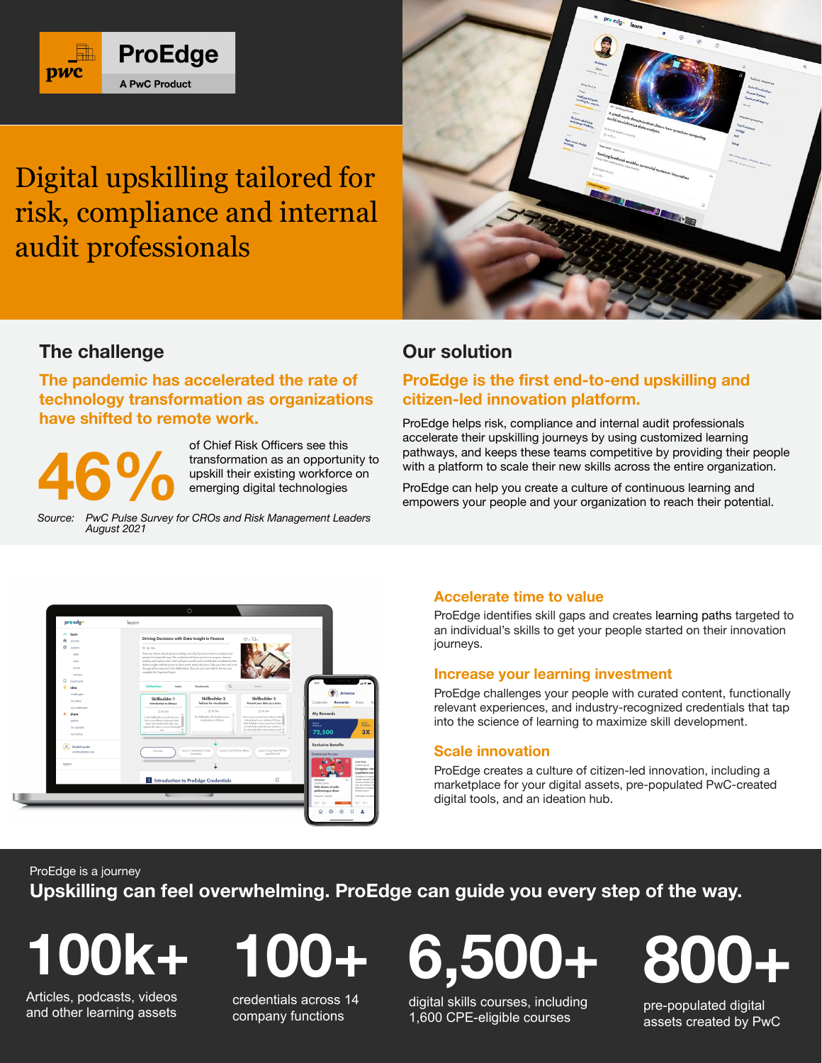ProEdge

A PwC Product

# Digital upskilling tailored for risk, compliance and internal audit professionals

## The challenge

**The pandemic has accelerated the rate of technology transformation as organizations have shifted to remote work.**

**46%** of Chief Risk Officers see this transformation as an opportunity to upskill their existing workforce on emerging digital technologies

*Source: PwC Pulse Survey for CROs and Risk Management Leaders August 2021*

## Our solution

**ProEdge is the first end-to-end upskilling and citizen-led innovation platform.**

ProEdge helps risk, compliance and internal audit professionals accelerate their upskilling journeys by using customized learning pathways, and keeps these teams competitive by providing their people with a platform to scale their new skills across the entire organization.

ProEdge can help you create a culture of continuous learning and empowers your people and your organization to reach their potential.

### Accelerate time to value

ProEdge identifies skill gaps and creates learning paths targeted to an individual's skills to get your people started on their innovation journeys.

### Increase your learning investment

ProEdge challenges your people with curated content, functionally relevant experiences, and industry-recognized credentials that tap into the science of learning to maximize skill development.

### Scale innovation

ProEdge creates a culture of citizen-led innovation, including a marketplace for your digital assets, pre-populated PwC-created digital tools, and an ideation hub.

ProEdge is a journey

## Upskilling can feel overwhelming. ProEdge can guide you every step of the way.

**100k+** Articles, podcasts, videos and other learning assets

**100+** credentials across 14 company functions

**6,500+** digital skills courses, including 1,600 CPE-eligible courses

**800+** pre-populated digital assets created by PwC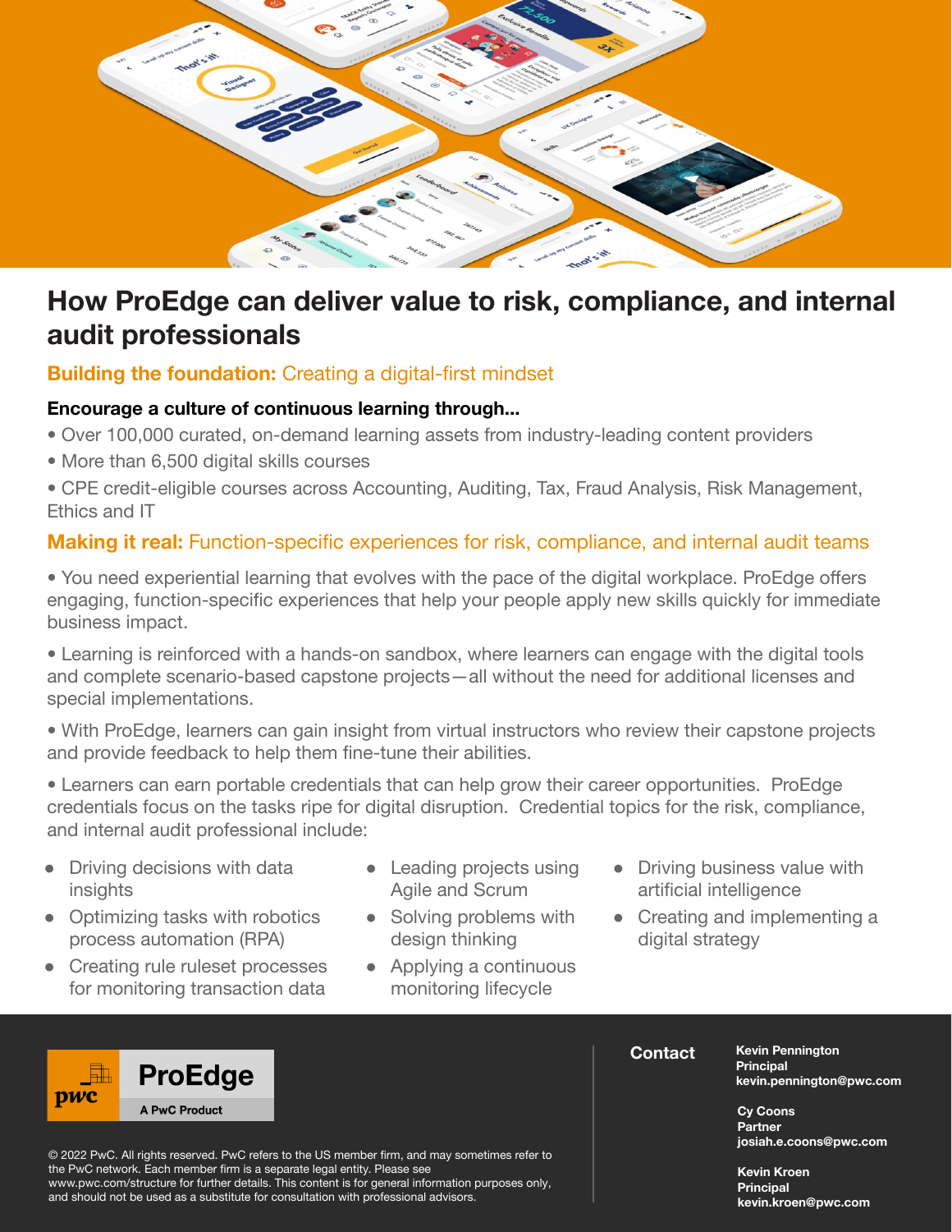# How ProEdge can deliver value to risk, compliance, and internal audit professionals

## **Building the foundation:** Creating a digital-first mindset

**Encourage a culture of continuous learning through...**

- Over 100,000 curated, on-demand learning assets from industry-leading content providers
- More than 6,500 digital skills courses
- CPE credit-eligible courses across Accounting, Auditing, Tax, Fraud Analysis, Risk Management, Ethics and IT

## **Making it real:** Function-specific experiences for risk, compliance, and internal audit teams

- You need experiential learning that evolves with the pace of the digital workplace. ProEdge offers engaging, function-specific experiences that help your people apply new skills quickly for immediate business impact.
- Learning is reinforced with a hands-on sandbox, where learners can engage with the digital tools and complete scenario-based capstone projects—all without the need for additional licenses and special implementations.
- With ProEdge, learners can gain insight from virtual instructors who review their capstone projects and provide feedback to help them fine-tune their abilities.
- Learners can earn portable credentials that can help grow their career opportunities. ProEdge credentials focus on the tasks ripe for digital disruption. Credential topics for the risk, compliance, and internal audit professional include:

- Driving decisions with data insights
- Optimizing tasks with robotics process automation (RPA)
- Creating rule ruleset processes for monitoring transaction data
- Leading projects using Agile and Scrum
- Solving problems with design thinking
- Applying a continuous monitoring lifecycle
- Driving business value with artificial intelligence
- Creating and implementing a digital strategy

pwc ProEdge
A PwC Product

© 2022 PwC. All rights reserved. PwC refers to the US member firm, and may sometimes refer to the PwC network. Each member firm is a separate legal entity. Please see www.pwc.com/structure for further details. This content is for general information purposes only, and should not be used as a substitute for consultation with professional advisors.

**Contact**

**Kevin Pennington**
**Principal**
**kevin.pennington@pwc.com**

**Cy Coons**
**Partner**
**josiah.e.coons@pwc.com**

**Kevin Kroen**
**Principal**
**kevin.kroen@pwc.com**